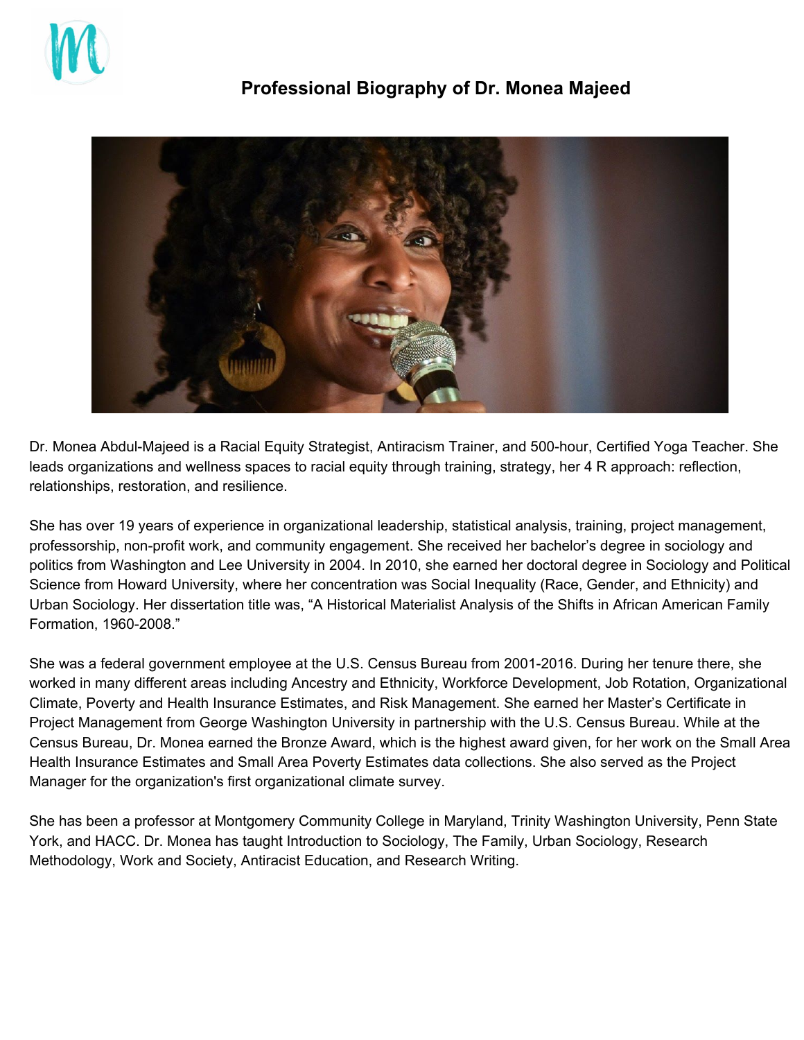# Professional Biography of Dr. Monea Majeed

Dr. Monea Abdul-Majeed is a Racial Equity Strategist, Antiracism Trainer, and 500-hour, Certified Yoga Teacher. She leads organizations and wellness spaces to racial equity through training, strategy, her 4 R approach: reflection, relationships, restoration, and resilience.

She has over 19 years of experience in organizational leadership, statistical analysis, training, project management, professorship, non-profit work, and community engagement. She received her bachelor's degree in sociology and politics from Washington and Lee University in 2004. In 2010, she earned her doctoral degree in Sociology and Political Science from Howard University, where her concentration was Social Inequality (Race, Gender, and Ethnicity) and Urban Sociology. Her dissertation title was, "A Historical Materialist Analysis of the Shifts in African American Family Formation, 1960-2008."

She was a federal government employee at the U.S. Census Bureau from 2001-2016. During her tenure there, she worked in many different areas including Ancestry and Ethnicity, Workforce Development, Job Rotation, Organizational Climate, Poverty and Health Insurance Estimates, and Risk Management. She earned her Master's Certificate in Project Management from George Washington University in partnership with the U.S. Census Bureau. While at the Census Bureau, Dr. Monea earned the Bronze Award, which is the highest award given, for her work on the Small Area Health Insurance Estimates and Small Area Poverty Estimates data collections. She also served as the Project Manager for the organization's first organizational climate survey.

She has been a professor at Montgomery Community College in Maryland, Trinity Washington University, Penn State York, and HACC. Dr. Monea has taught Introduction to Sociology, The Family, Urban Sociology, Research Methodology, Work and Society, Antiracist Education, and Research Writing.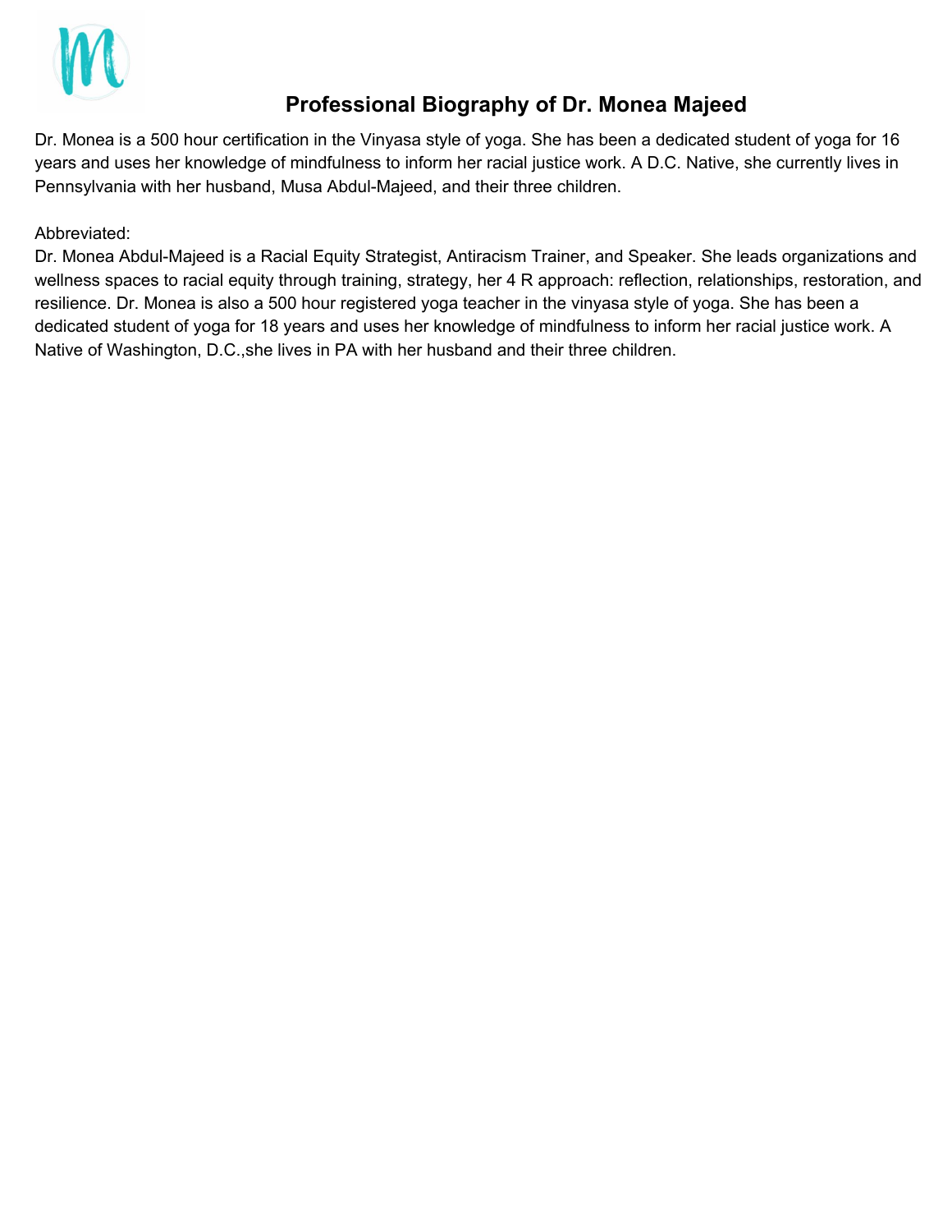# Professional Biography of Dr. Monea Majeed

Dr. Monea is a 500 hour certification in the Vinyasa style of yoga. She has been a dedicated student of yoga for 16 years and uses her knowledge of mindfulness to inform her racial justice work. A D.C. Native, she currently lives in Pennsylvania with her husband, Musa Abdul-Majeed, and their three children.

Abbreviated:
Dr. Monea Abdul-Majeed is a Racial Equity Strategist, Antiracism Trainer, and Speaker. She leads organizations and wellness spaces to racial equity through training, strategy, her 4 R approach: reflection, relationships, restoration, and resilience. Dr. Monea is also a 500 hour registered yoga teacher in the vinyasa style of yoga. She has been a dedicated student of yoga for 18 years and uses her knowledge of mindfulness to inform her racial justice work. A Native of Washington, D.C.,she lives in PA with her husband and their three children.